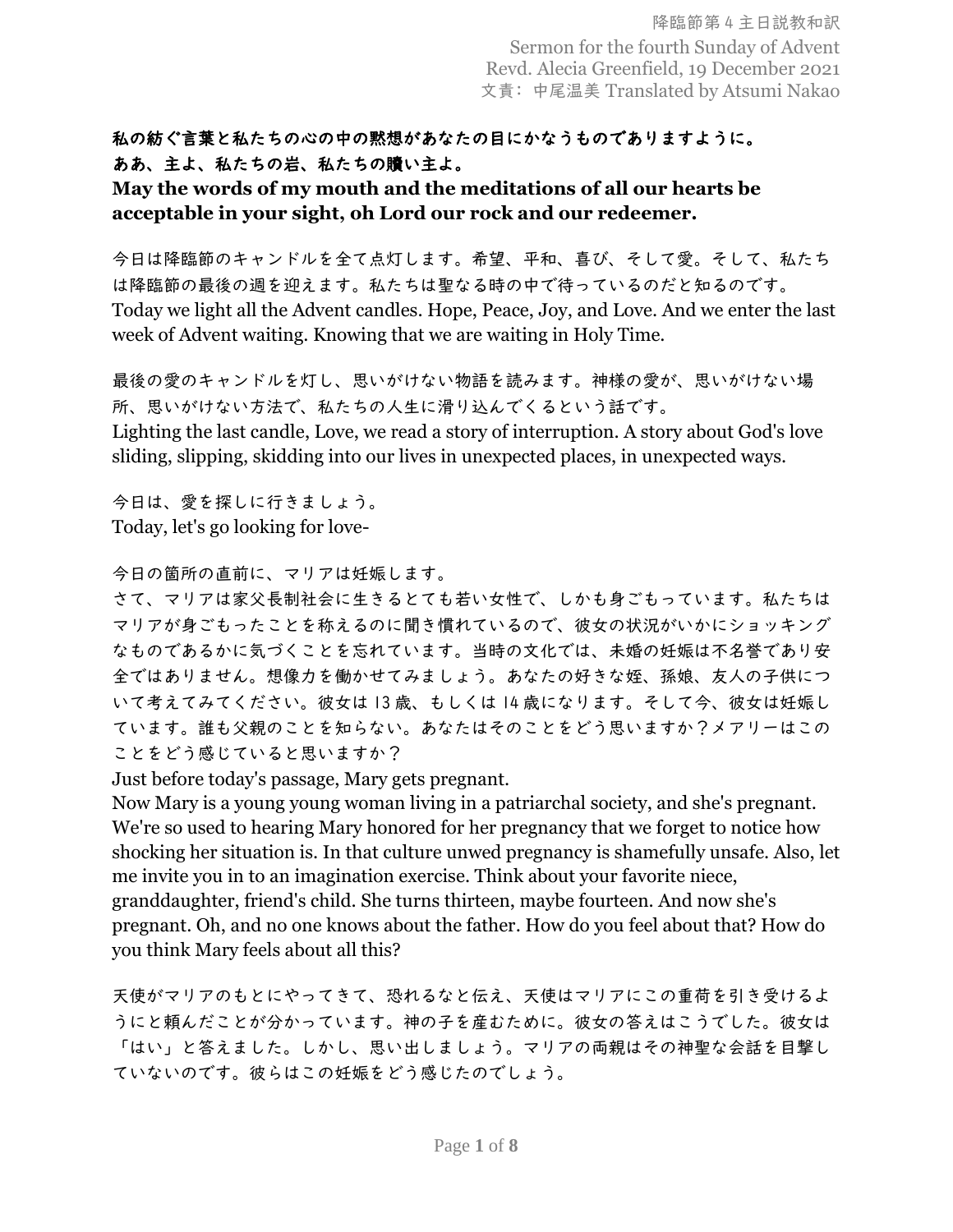降臨節第4主日説教和訳
Sermon for the fourth Sunday of Advent
Revd. Alecia Greenfield, 19 December 2021
文責：中尾温美 Translated by Atsumi Nakao

**私の紡ぐ言葉と私たちの心の中の黙想があなたの目にかなうものでありますように。**
**ああ、主よ、私たちの岩、私たちの贖い主よ。**
**May the words of my mouth and the meditations of all our hearts be acceptable in your sight, oh Lord our rock and our redeemer.**

今日は降臨節のキャンドルを全て点灯します。希望、平和、喜び、そして愛。そして、私たちは降臨節の最後の週を迎えます。私たちは聖なる時の中で待っているのだと知るのです。
Today we light all the Advent candles. Hope, Peace, Joy, and Love. And we enter the last week of Advent waiting. Knowing that we are waiting in Holy Time.

最後の愛のキャンドルを灯し、思いがけない物語を読みます。神様の愛が、思いがけない場所、思いがけない方法で、私たちの人生に滑り込んでくるという話です。
Lighting the last candle, Love, we read a story of interruption. A story about God's love sliding, slipping, skidding into our lives in unexpected places, in unexpected ways.

今日は、愛を探しに行きましょう。
Today, let's go looking for love-

今日の箇所の直前に、マリアは妊娠します。
さて、マリアは家父長制社会に生きるとても若い女性で、しかも身ごもっています。私たちはマリアが身ごもったことを称えるのに聞き慣れているので、彼女の状況がいかにショッキングなものであるかに気づくことを忘れています。当時の文化では、未婚の妊娠は不名誉であり安全ではありません。想像力を働かせてみましょう。あなたの好きな姪、孫娘、友人の子供について考えてみてください。彼女は13歳、もしくは14歳になります。そして今、彼女は妊娠しています。誰も父親のことを知らない。あなたはそのことをどう思いますか？メアリーはこのことをどう感じていると思いますか？
Just before today's passage, Mary gets pregnant.
Now Mary is a young young woman living in a patriarchal society, and she's pregnant. We're so used to hearing Mary honored for her pregnancy that we forget to notice how shocking her situation is. In that culture unwed pregnancy is shamefully unsafe. Also, let me invite you in to an imagination exercise. Think about your favorite niece, granddaughter, friend's child. She turns thirteen, maybe fourteen. And now she's pregnant. Oh, and no one knows about the father. How do you feel about that? How do you think Mary feels about all this?

天使がマリアのもとにやってきて、恐れるなと伝え、天使はマリアにこの重荷を引き受けるようにと頼んだことが分かっています。神の子を産むために。彼女の答えはこうでした。彼女は「はい」と答えました。しかし、思い出しましょう。マリアの両親はその神聖な会話を目撃していないのです。彼らはこの妊娠をどう感じたのでしょう。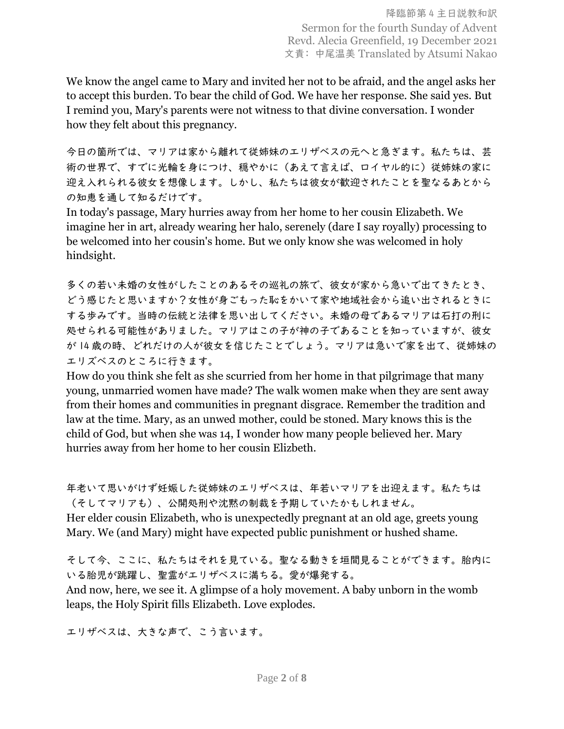We know the angel came to Mary and invited her not to be afraid, and the angel asks her to accept this burden. To bear the child of God. We have her response. She said yes. But I remind you, Mary's parents were not witness to that divine conversation. I wonder how they felt about this pregnancy.

今日の箇所では、マリアは家から離れて従姉妹のエリザベスの元へと急ぎます。私たちは、芸術の世界で、すでに光輪を身につけ、穏やかに（あえて言えば、ロイヤル的に）従姉妹の家に迎え入れられる彼女を想像します。しかし、私たちは彼女が歓迎されたことを聖なるあとからの知恵を通して知るだけです。

In today's passage, Mary hurries away from her home to her cousin Elizabeth. We imagine her in art, already wearing her halo, serenely (dare I say royally) processing to be welcomed into her cousin's home. But we only know she was welcomed in holy hindsight.

多くの若い未婚の女性がしたことのあるその巡礼の旅で、彼女が家から急いで出てきたとき、どう感じたと思いますか？女性が身ごもった恥をかいて家や地域社会から追い出されるときにする歩みです。当時の伝統と法律を思い出してください。未婚の母であるマリアは石打の刑に処せられる可能性がありました。マリアはこの子が神の子であることを知っていますが、彼女が 14 歳の時、どれだけの人が彼女を信じたことでしょう。マリアは急いで家を出て、従姉妹のエリズベスのところに行きます。

How do you think she felt as she scurried from her home in that pilgrimage that many young, unmarried women have made? The walk women make when they are sent away from their homes and communities in pregnant disgrace. Remember the tradition and law at the time. Mary, as an unwed mother, could be stoned. Mary knows this is the child of God, but when she was 14, I wonder how many people believed her. Mary hurries away from her home to her cousin Elizbeth.

年老いて思いがけず妊娠した従姉妹のエリザベスは、年若いマリアを出迎えます。私たちは（そしてマリアも）、公開処刑や沈黙の制裁を予期していたかもしれません。

Her elder cousin Elizabeth, who is unexpectedly pregnant at an old age, greets young Mary. We (and Mary) might have expected public punishment or hushed shame.

そして今、ここに、私たちはそれを見ている。聖なる動きを垣間見ることができます。胎内にいる胎児が跳躍し、聖霊がエリザベスに満ちる。愛が爆発する。

And now, here, we see it. A glimpse of a holy movement. A baby unborn in the womb leaps, the Holy Spirit fills Elizabeth. Love explodes.

エリザベスは、大きな声で、こう言います。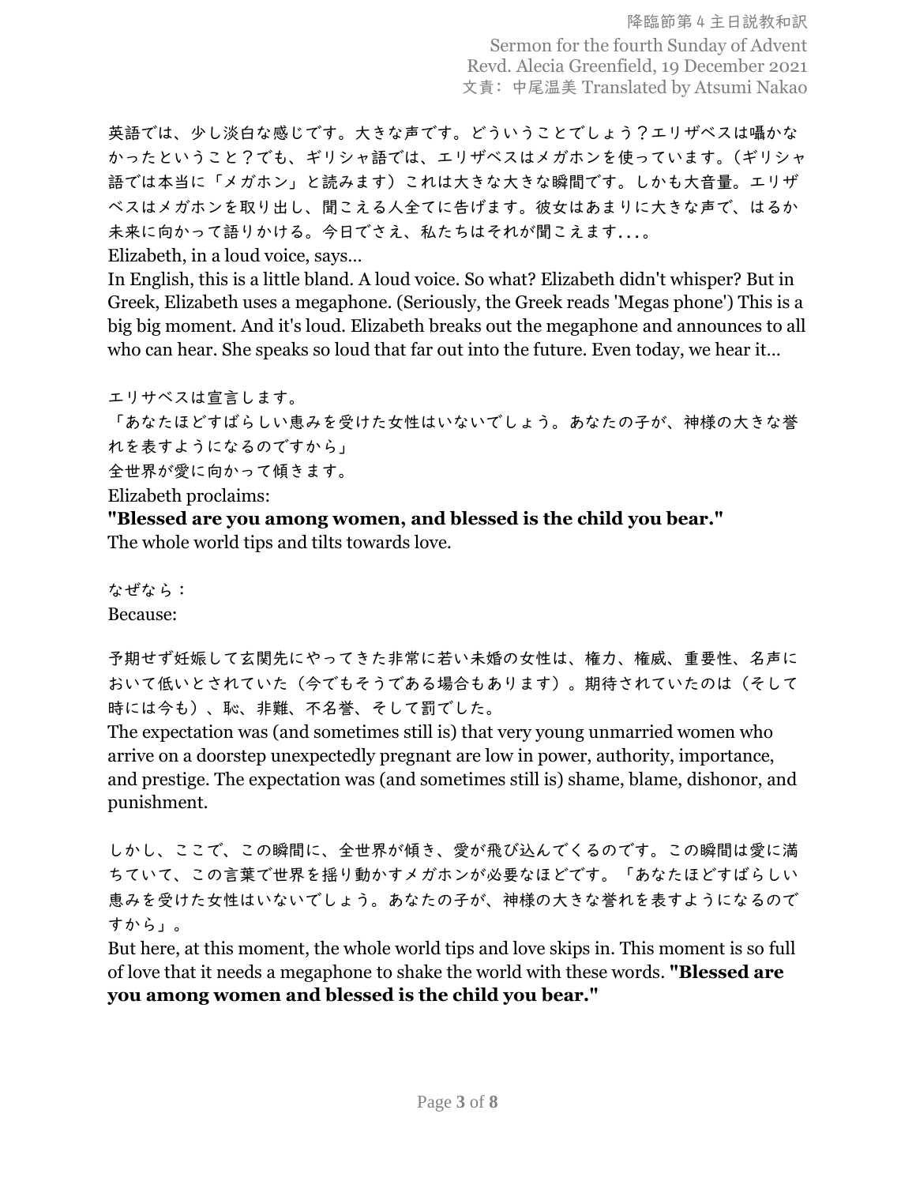英語では、少し淡白な感じです。大きな声です。どういうことでしょう？エリザベスは囁かなかったということ？でも、ギリシャ語では、エリザベスはメガホンを使っています。（ギリシャ語では本当に「メガホン」と読みます）これは大きな大きな瞬間です。しかも大音量。エリザベスはメガホンを取り出し、聞こえる人全てに告げます。彼女はあまりに大きな声で、はるか未来に向かって語りかける。今日でさえ、私たちはそれが聞こえます...。

Elizabeth, in a loud voice, says...

In English, this is a little bland. A loud voice. So what? Elizabeth didn't whisper? But in Greek, Elizabeth uses a megaphone. (Seriously, the Greek reads 'Megas phone') This is a big big moment. And it's loud. Elizabeth breaks out the megaphone and announces to all who can hear. She speaks so loud that far out into the future. Even today, we hear it...

エリサベスは宣言します。

「あなたほどすばらしい恵みを受けた女性はいないでしょう。あなたの子が、神様の大きな誉れを表すようになるのですから」

全世界が愛に向かって傾きます。

Elizabeth proclaims:

**"Blessed are you among women, and blessed is the child you bear."**

The whole world tips and tilts towards love.

なぜなら：

Because:

予期せず妊娠して玄関先にやってきた非常に若い未婚の女性は、権力、権威、重要性、名声において低いとされていた（今でもそうである場合もあります）。期待されていたのは（そして時には今も）、恥、非難、不名誉、そして罰でした。

The expectation was (and sometimes still is) that very young unmarried women who arrive on a doorstep unexpectedly pregnant are low in power, authority, importance, and prestige. The expectation was (and sometimes still is) shame, blame, dishonor, and punishment.

しかし、ここで、この瞬間に、全世界が傾き、愛が飛び込んでくるのです。この瞬間は愛に満ちていて、この言葉で世界を揺り動かすメガホンが必要なほどです。「あなたほどすばらしい恵みを受けた女性はいないでしょう。あなたの子が、神様の大きな誉れを表すようになるのですから」。

But here, at this moment, the whole world tips and love skips in. This moment is so full of love that it needs a megaphone to shake the world with these words. **"Blessed are you among women and blessed is the child you bear."**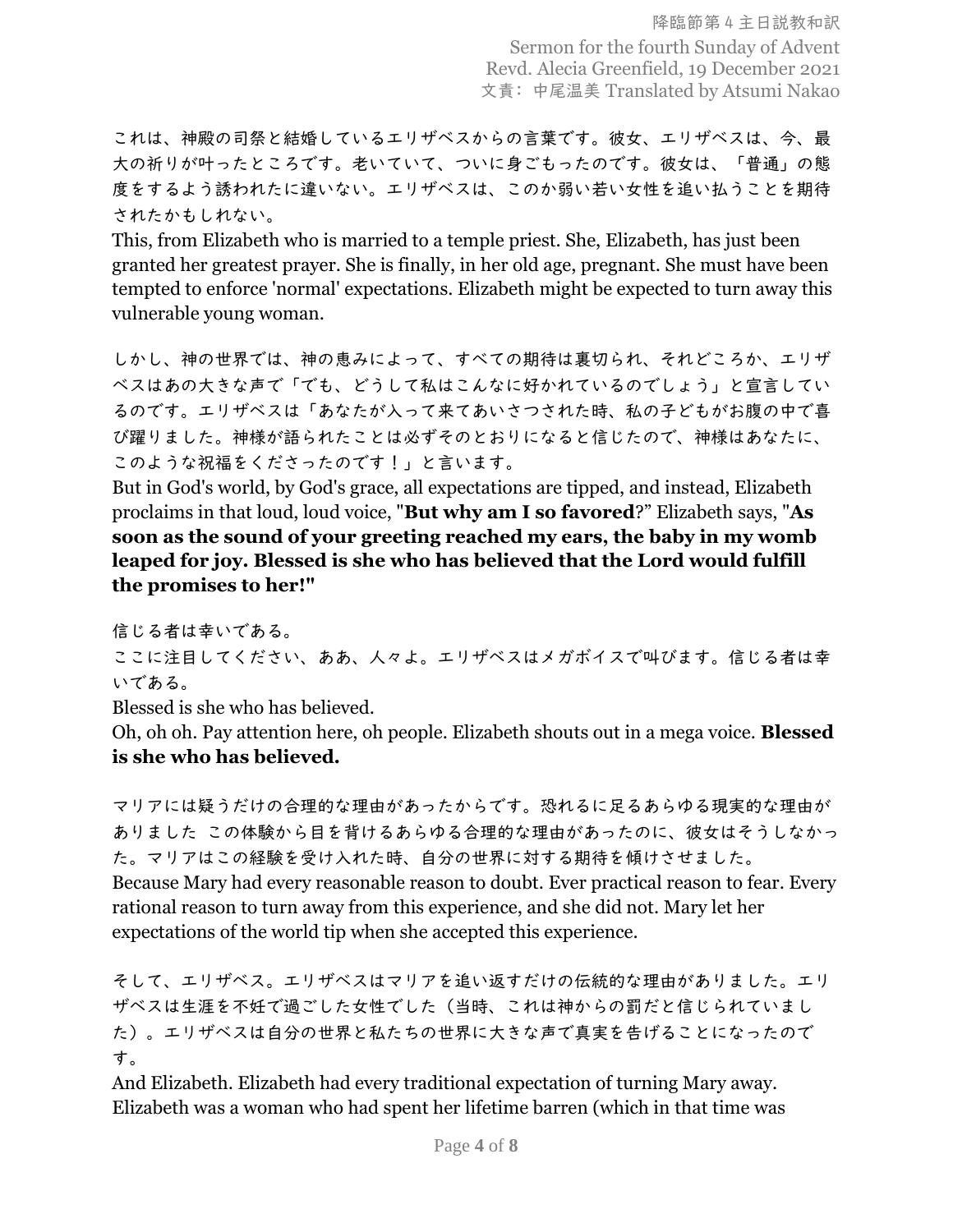これは、神殿の司祭と結婚しているエリザベスからの言葉です。彼女、エリザベスは、今、最大の祈りが叶ったところです。老いていて、ついに身ごもったのです。彼女は、「普通」の態度をするよう誘われたに違いない。エリザベスは、このか弱い若い女性を追い払うことを期待されたかもしれない。
This, from Elizabeth who is married to a temple priest. She, Elizabeth, has just been granted her greatest prayer. She is finally, in her old age, pregnant. She must have been tempted to enforce 'normal' expectations. Elizabeth might be expected to turn away this vulnerable young woman.

しかし、神の世界では、神の恵みによって、すべての期待は裏切られ、それどころか、エリザベスはあの大きな声で「でも、どうして私はこんなに好かれているのでしょう」と宣言しているのです。エリザベスは「あなたが入って来てあいさつされた時、私の子どもがお腹の中で喜び躍りました。神様が語られたことは必ずそのとおりになると信じたので、神様はあなたに、このような祝福をくださったのです！」と言います。
But in God's world, by God's grace, all expectations are tipped, and instead, Elizabeth proclaims in that loud, loud voice, "**But why am I so favored**?" Elizabeth says, "**As soon as the sound of your greeting reached my ears, the baby in my womb leaped for joy. Blessed is she who has believed that the Lord would fulfill the promises to her!"**

信じる者は幸いである。
ここに注目してください、ああ、人々よ。エリザベスはメガボイスで叫びます。信じる者は幸いである。
Blessed is she who has believed.
Oh, oh oh. Pay attention here, oh people. Elizabeth shouts out in a mega voice. **Blessed is she who has believed.**

マリアには疑うだけの合理的な理由があったからです。恐れるに足るあらゆる現実的な理由がありました この体験から目を背けるあらゆる合理的な理由があったのに、彼女はそうしなかった。マリアはこの経験を受け入れた時、自分の世界に対する期待を傾けさせました。
Because Mary had every reasonable reason to doubt. Ever practical reason to fear. Every rational reason to turn away from this experience, and she did not. Mary let her expectations of the world tip when she accepted this experience.

そして、エリザベス。エリザベスはマリアを追い返すだけの伝統的な理由がありました。エリザベスは生涯を不妊で過ごした女性でした（当時、これは神からの罰だと信じられていました）。エリザベスは自分の世界と私たちの世界に大きな声で真実を告げることになったのです。
And Elizabeth. Elizabeth had every traditional expectation of turning Mary away. Elizabeth was a woman who had spent her lifetime barren (which in that time was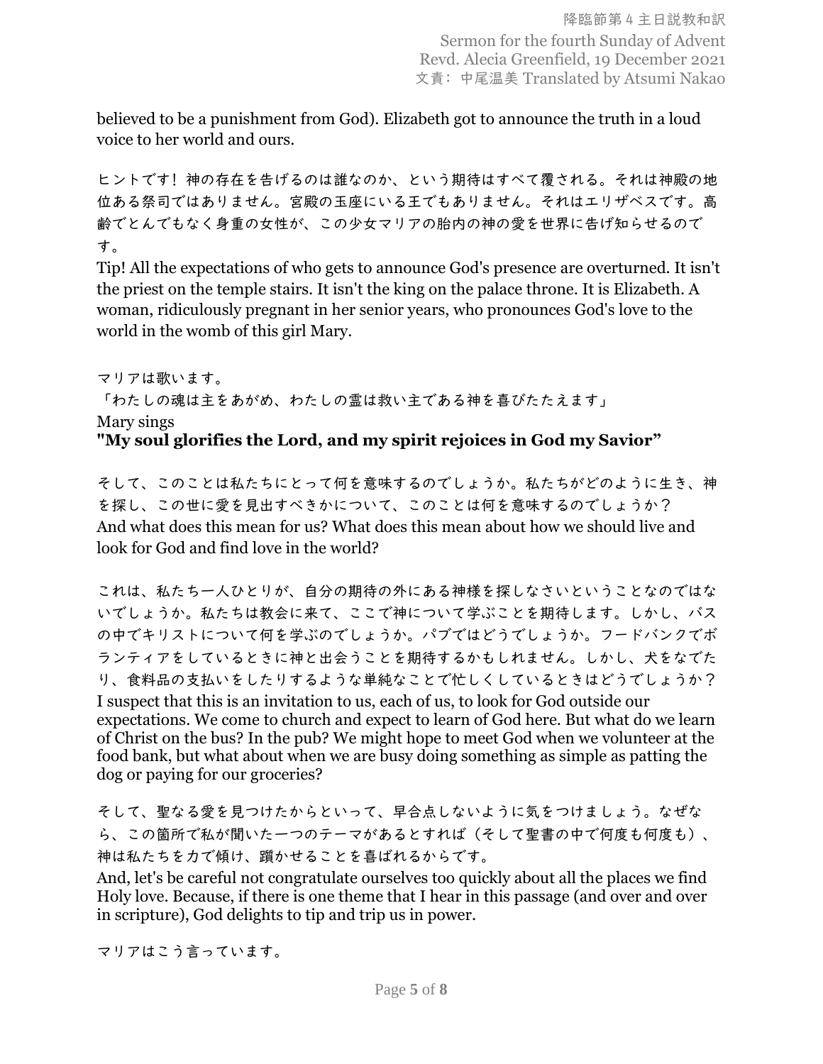believed to be a punishment from God). Elizabeth got to announce the truth in a loud voice to her world and ours.

ヒントです！ 神の存在を告げるのは誰なのか、という期待はすべて覆される。それは神殿の地位ある祭司ではありません。宮殿の玉座にいる王でもありません。それはエリザベスです。高齢でとんでもなく身重の女性が、この少女マリアの胎内の神の愛を世界に告げ知らせるのです。

Tip! All the expectations of who gets to announce God's presence are overturned. It isn't the priest on the temple stairs. It isn't the king on the palace throne. It is Elizabeth. A woman, ridiculously pregnant in her senior years, who pronounces God's love to the world in the womb of this girl Mary.

マリアは歌います。

「わたしの魂は主をあがめ、わたしの霊は救い主である神を喜びたたえます」

Mary sings

**"My soul glorifies the Lord, and my spirit rejoices in God my Savior"**

そして、このことは私たちにとって何を意味するのでしょうか。私たちがどのように生き、神を探し、この世に愛を見出すべきかについて、このことは何を意味するのでしょうか？

And what does this mean for us? What does this mean about how we should live and look for God and find love in the world?

これは、私たち一人ひとりが、自分の期待の外にある神様を探しなさいということなのではないでしょうか。私たちは教会に来て、ここで神について学ぶことを期待します。しかし、バスの中でキリストについて何を学ぶのでしょうか。パブではどうでしょうか。フードバンクでボランティアをしているときに神と出会うことを期待するかもしれません。しかし、犬をなでたり、食料品の支払いをしたりするような単純なことで忙しくしているときはどうでしょうか？

I suspect that this is an invitation to us, each of us, to look for God outside our expectations. We come to church and expect to learn of God here. But what do we learn of Christ on the bus? In the pub? We might hope to meet God when we volunteer at the food bank, but what about when we are busy doing something as simple as patting the dog or paying for our groceries?

そして、聖なる愛を見つけたからといって、早合点しないように気をつけましょう。なぜなら、この箇所で私が聞いた一つのテーマがあるとすれば（そして聖書の中で何度も何度も）、神は私たちを力で傾け、躓かせることを喜ばれるからです。

And, let's be careful not congratulate ourselves too quickly about all the places we find Holy love. Because, if there is one theme that I hear in this passage (and over and over in scripture), God delights to tip and trip us in power.

マリアはこう言っています。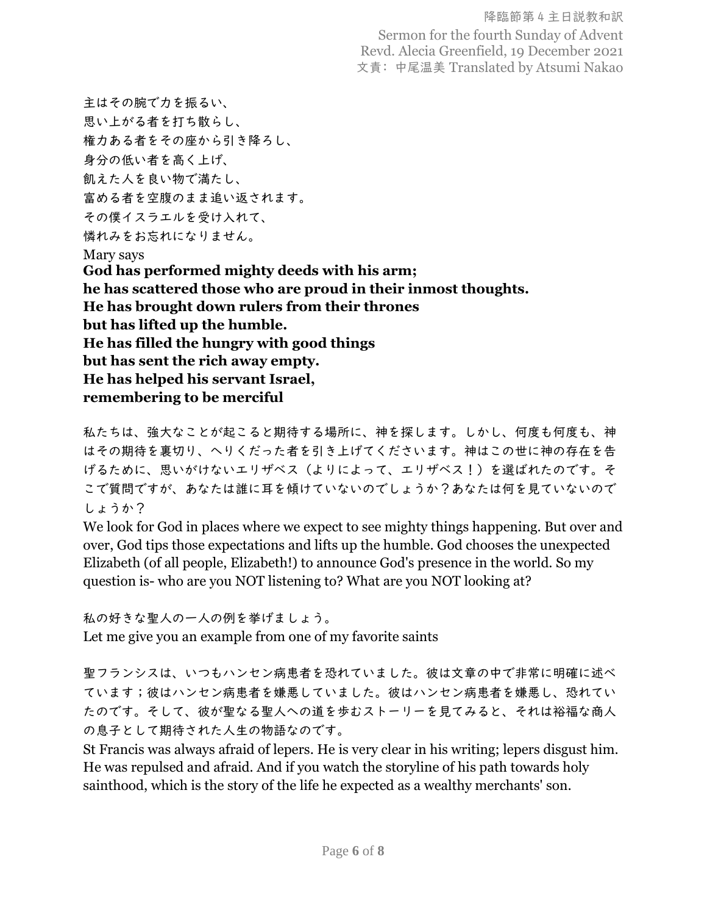主はその腕で力を振るい、
思い上がる者を打ち散らし、
権力ある者をその座から引き降ろし、
身分の低い者を高く上げ、
飢えた人を良い物で満たし、
富める者を空腹のまま追い返されます。
その僕イスラエルを受け入れて、
憐れみをお忘れになりません。

Mary says
**God has performed mighty deeds with his arm;
he has scattered those who are proud in their inmost thoughts.
He has brought down rulers from their thrones
but has lifted up the humble.
He has filled the hungry with good things
but has sent the rich away empty.
He has helped his servant Israel,
remembering to be merciful**

私たちは、強大なことが起こると期待する場所に、神を探します。しかし、何度も何度も、神はその期待を裏切り、へりくだった者を引き上げてくださいます。神はこの世に神の存在を告げるために、思いがけないエリザベス（よりによって、エリザベス！）を選ばれたのです。そこで質問ですが、あなたは誰に耳を傾けていないのでしょうか？あなたは何を見ていないのでしょうか？

We look for God in places where we expect to see mighty things happening. But over and over, God tips those expectations and lifts up the humble. God chooses the unexpected Elizabeth (of all people, Elizabeth!) to announce God's presence in the world. So my question is- who are you NOT listening to? What are you NOT looking at?

私の好きな聖人の一人の例を挙げましょう。
Let me give you an example from one of my favorite saints

聖フランシスは、いつもハンセン病患者を恐れていました。彼は文章の中で非常に明確に述べています；彼はハンセン病患者を嫌悪していました。彼はハンセン病患者を嫌悪し、恐れていたのです。そして、彼が聖なる聖人への道を歩むストーリーを見てみると、それは裕福な商人の息子として期待された人生の物語なのです。

St Francis was always afraid of lepers. He is very clear in his writing; lepers disgust him. He was repulsed and afraid. And if you watch the storyline of his path towards holy sainthood, which is the story of the life he expected as a wealthy merchants' son.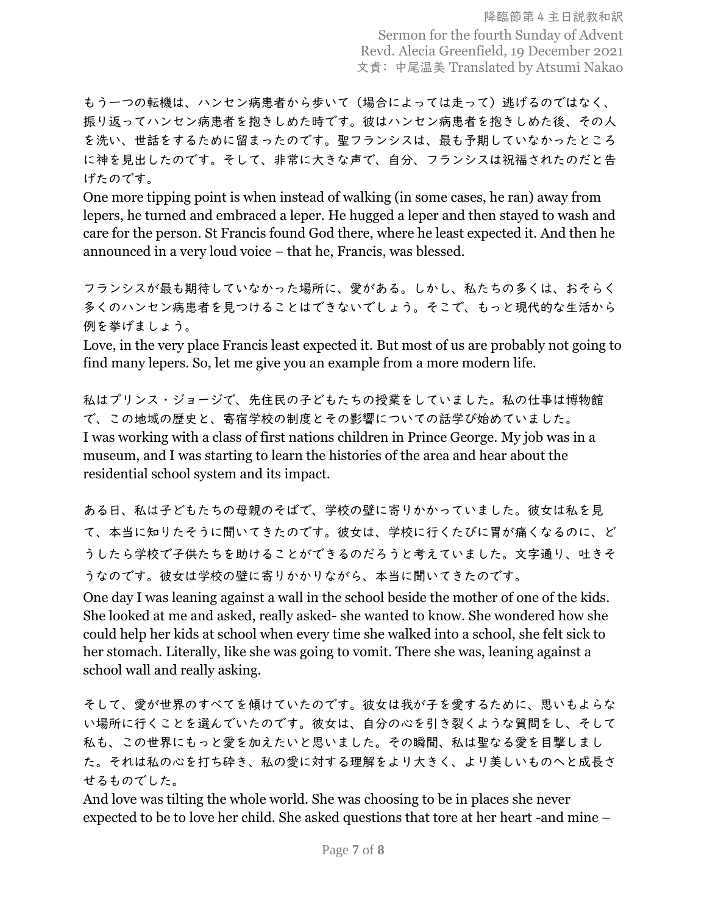もう一つの転機は、ハンセン病患者から歩いて（場合によっては走って）逃げるのではなく、振り返ってハンセン病患者を抱きしめた時です。彼はハンセン病患者を抱きしめた後、その人を洗い、世話をするために留まったのです。聖フランシスは、最も予期していなかったところに神を見出したのです。そして、非常に大きな声で、自分、フランシスは祝福されたのだと告げたのです。

One more tipping point is when instead of walking (in some cases, he ran) away from lepers, he turned and embraced a leper. He hugged a leper and then stayed to wash and care for the person. St Francis found God there, where he least expected it. And then he announced in a very loud voice – that he, Francis, was blessed.

フランシスが最も期待していなかった場所に、愛がある。しかし、私たちの多くは、おそらく多くのハンセン病患者を見つけることはできないでしょう。そこで、もっと現代的な生活から例を挙げましょう。

Love, in the very place Francis least expected it. But most of us are probably not going to find many lepers. So, let me give you an example from a more modern life.

私はプリンス・ジョージで、先住民の子どもたちの授業をしていました。私の仕事は博物館で、この地域の歴史と、寄宿学校の制度とその影響についての話学び始めていました。

I was working with a class of first nations children in Prince George. My job was in a museum, and I was starting to learn the histories of the area and hear about the residential school system and its impact.

ある日、私は子どもたちの母親のそばで、学校の壁に寄りかかっていました。彼女は私を見て、本当に知りたそうに聞いてきたのです。彼女は、学校に行くたびに胃が痛くなるのに、どうしたら学校で子供たちを助けることができるのだろうと考えていました。文字通り、吐きそうなのです。彼女は学校の壁に寄りかかりながら、本当に聞いてきたのです。

One day I was leaning against a wall in the school beside the mother of one of the kids. She looked at me and asked, really asked- she wanted to know. She wondered how she could help her kids at school when every time she walked into a school, she felt sick to her stomach. Literally, like she was going to vomit. There she was, leaning against a school wall and really asking.

そして、愛が世界のすべてを傾けていたのです。彼女は我が子を愛するために、思いもよらない場所に行くことを選んでいたのです。彼女は、自分の心を引き裂くような質問をし、そして私も、この世界にもっと愛を加えたいと思いました。その瞬間、私は聖なる愛を目撃しました。それは私の心を打ち砕き、私の愛に対する理解をより大きく、より美しいものへと成長させるものでした。

And love was tilting the whole world. She was choosing to be in places she never expected to be to love her child. She asked questions that tore at her heart -and mine –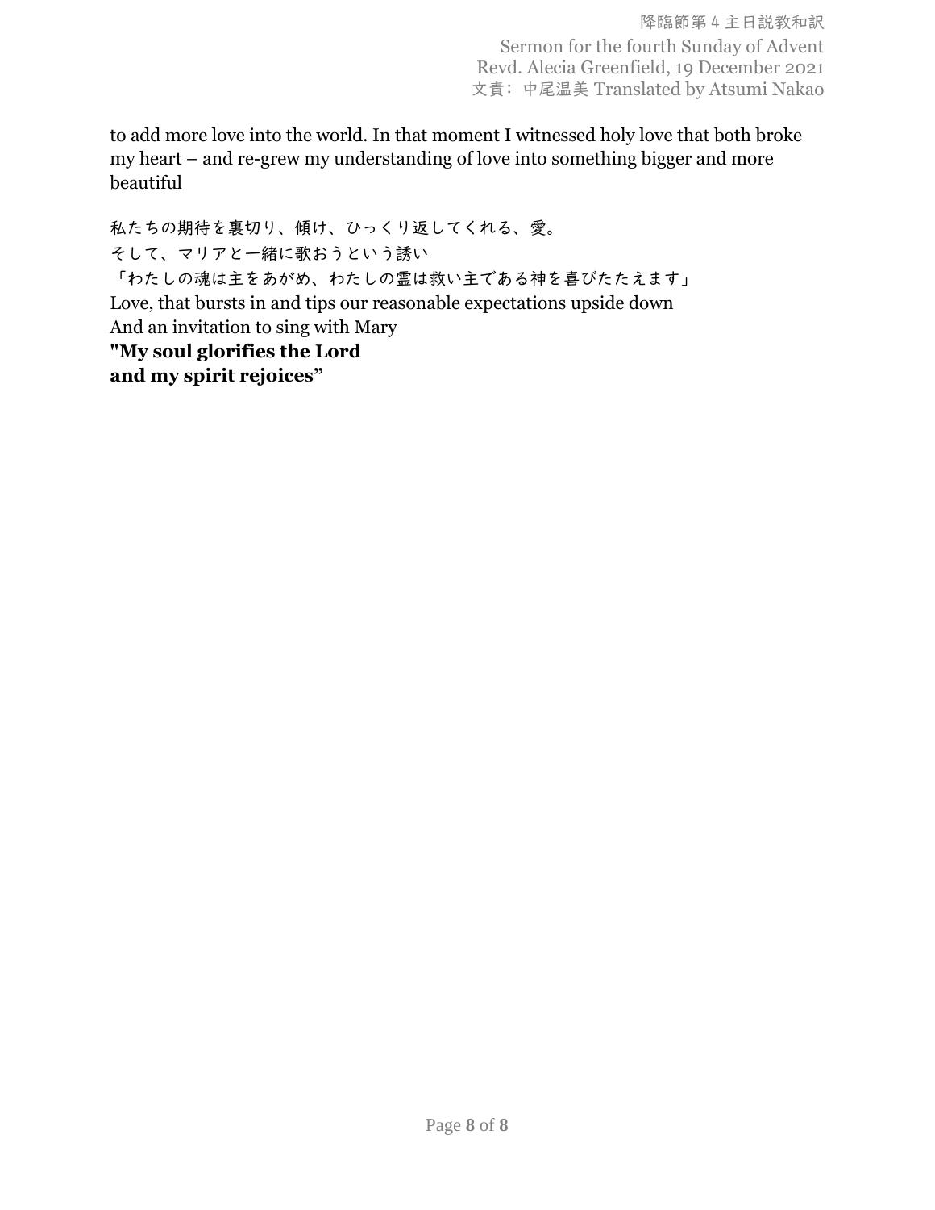to add more love into the world. In that moment I witnessed holy love that both broke my heart – and re-grew my understanding of love into something bigger and more beautiful

私たちの期待を裏切り、傾け、ひっくり返してくれる、愛。
そして、マリアと一緒に歌おうという誘い
「わたしの魂は主をあがめ、わたしの霊は救い主である神を喜びたたえます」
Love, that bursts in and tips our reasonable expectations upside down
And an invitation to sing with Mary
**"My soul glorifies the Lord**
**and my spirit rejoices"**